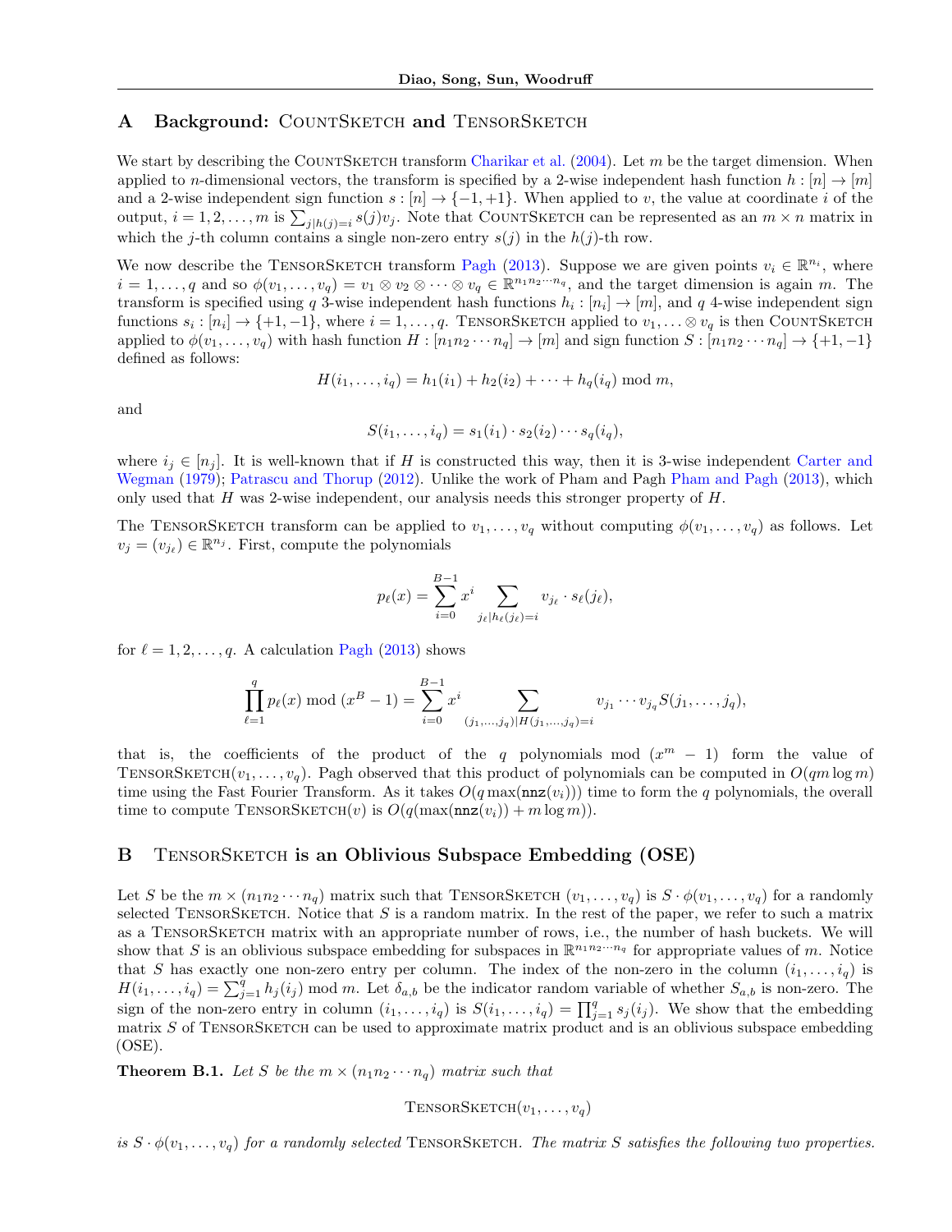## A Background: CountSketch and TensorSketch

We start by describing the CountSketch transform Charikar et al. (2004). Let $m$ be the target dimension. When applied to $n$-dimensional vectors, the transform is specified by a 2-wise independent hash function $h : [n] \to [m]$ and a 2-wise independent sign function $s : [n] \to \{-1, +1\}$. When applied to $v$, the value at coordinate $i$ of the output, $i = 1, 2, \ldots, m$ is $\sum_{j|h(j)=i} s(j)v_j$. Note that CountSketch can be represented as an $m \times n$ matrix in which the $j$-th column contains a single non-zero entry $s(j)$ in the $h(j)$-th row.

We now describe the TensorSketch transform Pagh (2013). Suppose we are given points $v_i \in \mathbb{R}^{n_i}$, where $i = 1, \ldots, q$ and so $\phi(v_1, \ldots, v_q) = v_1 \otimes v_2 \otimes \cdots \otimes v_q \in \mathbb{R}^{n_1 n_2 \cdots n_q}$, and the target dimension is again $m$. The transform is specified using $q$ 3-wise independent hash functions $h_i : [n_i] \to [m]$, and $q$ 4-wise independent sign functions $s_i : [n_i] \to \{+1, -1\}$, where $i = 1, \ldots, q$. TensorSketch applied to $v_1, \ldots \otimes v_q$ is then CountSketch applied to $\phi(v_1, \ldots, v_q)$ with hash function $H : [n_1 n_2 \cdots n_q] \to [m]$ and sign function $S : [n_1 n_2 \cdots n_q] \to \{+1, -1\}$ defined as follows:

$$H(i_1, \ldots, i_q) = h_1(i_1) + h_2(i_2) + \cdots + h_q(i_q) \bmod m,$$

and

$$S(i_1, \ldots, i_q) = s_1(i_1) \cdot s_2(i_2) \cdots s_q(i_q),$$

where $i_j \in [n_j]$. It is well-known that if $H$ is constructed this way, then it is 3-wise independent Carter and Wegman (1979); Patrascu and Thorup (2012). Unlike the work of Pham and Pagh Pham and Pagh (2013), which only used that $H$ was 2-wise independent, our analysis needs this stronger property of $H$.

The TensorSketch transform can be applied to $v_1, \ldots, v_q$ without computing $\phi(v_1, \ldots, v_q)$ as follows. Let $v_j = (v_{j\ell}) \in \mathbb{R}^{n_j}$. First, compute the polynomials

$$p_\ell(x) = \sum_{i=0}^{B-1} x^i \sum_{j_\ell | h_\ell(j_\ell)=i} v_{j_\ell} \cdot s_\ell(j_\ell),$$

for $\ell = 1, 2, \ldots, q$. A calculation Pagh (2013) shows

$$\prod_{\ell=1}^{q} p_\ell(x) \bmod (x^B - 1) = \sum_{i=0}^{B-1} x^i \sum_{(j_1, \ldots, j_q) | H(j_1, \ldots, j_q)=i} v_{j_1} \cdots v_{j_q} S(j_1, \ldots, j_q),$$

that is, the coefficients of the product of the $q$ polynomials mod $(x^m - 1)$ form the value of TensorSketch$(v_1, \ldots, v_q)$. Pagh observed that this product of polynomials can be computed in $O(qm \log m)$ time using the Fast Fourier Transform. As it takes $O(q \max(\mathrm{nnz}(v_i)))$ time to form the $q$ polynomials, the overall time to compute TensorSketch$(v)$ is $O(q(\max(\mathrm{nnz}(v_i)) + m \log m))$.

## B TensorSketch is an Oblivious Subspace Embedding (OSE)

Let $S$ be the $m \times (n_1 n_2 \cdots n_q)$ matrix such that TensorSketch $(v_1, \ldots, v_q)$ is $S \cdot \phi(v_1, \ldots, v_q)$ for a randomly selected TensorSketch. Notice that $S$ is a random matrix. In the rest of the paper, we refer to such a matrix as a TensorSketch matrix with an appropriate number of rows, i.e., the number of hash buckets. We will show that $S$ is an oblivious subspace embedding for subspaces in $\mathbb{R}^{n_1 n_2 \cdots n_q}$ for appropriate values of $m$. Notice that $S$ has exactly one non-zero entry per column. The index of the non-zero in the column $(i_1, \ldots, i_q)$ is $H(i_1, \ldots, i_q) = \sum_{j=1}^{q} h_j(i_j) \bmod m$. Let $\delta_{a,b}$ be the indicator random variable of whether $S_{a,b}$ is non-zero. The sign of the non-zero entry in column $(i_1, \ldots, i_q)$ is $S(i_1, \ldots, i_q) = \prod_{j=1}^{q} s_j(i_j)$. We show that the embedding matrix $S$ of TensorSketch can be used to approximate matrix product and is an oblivious subspace embedding (OSE).

**Theorem B.1.** *Let $S$ be the $m \times (n_1 n_2 \cdots n_q)$ matrix such that*

$$\text{TensorSketch}(v_1, \ldots, v_q)$$

*is $S \cdot \phi(v_1, \ldots, v_q)$ for a randomly selected* TensorSketch. *The matrix $S$ satisfies the following two properties.*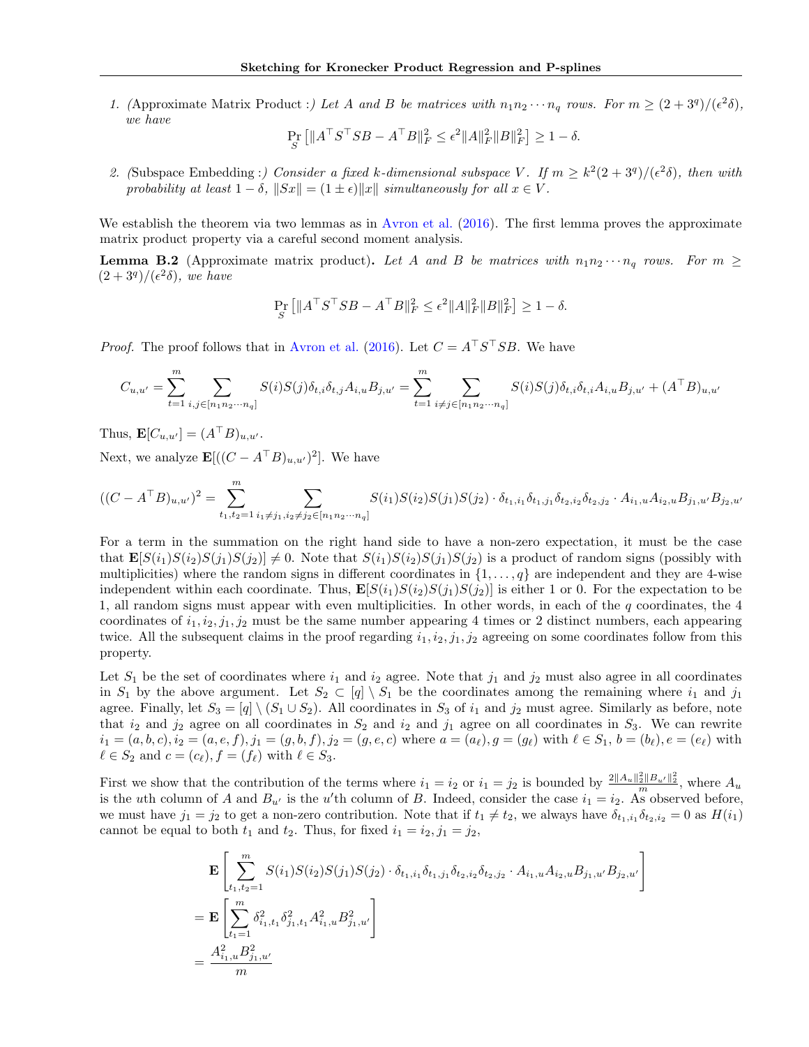1. *(*Approximate Matrix Product :*) Let $A$ and $B$ be matrices with $n_1 n_2 \cdots n_q$ rows. For $m \geq (2+3^q)/(\epsilon^2\delta)$, we have*

$$\Pr_S\left[\|A^\top S^\top SB - A^\top B\|_F^2 \leq \epsilon^2 \|A\|_F^2 \|B\|_F^2\right] \geq 1-\delta.$$

2. *(*Subspace Embedding :*) Consider a fixed $k$-dimensional subspace $V$. If $m \geq k^2(2+3^q)/(\epsilon^2\delta)$, then with probability at least $1-\delta$, $\|Sx\| = (1\pm\epsilon)\|x\|$ simultaneously for all $x \in V$.*

We establish the theorem via two lemmas as in Avron et al. (2016). The first lemma proves the approximate matrix product property via a careful second moment analysis.

**Lemma B.2** (Approximate matrix product)**.** *Let $A$ and $B$ be matrices with $n_1 n_2 \cdots n_q$ rows. For $m \geq (2+3^q)/(\epsilon^2\delta)$, we have*

$$\Pr_S\left[\|A^\top S^\top SB - A^\top B\|_F^2 \leq \epsilon^2 \|A\|_F^2 \|B\|_F^2\right] \geq 1-\delta.$$

*Proof.* The proof follows that in Avron et al. (2016). Let $C = A^\top S^\top SB$. We have

$$C_{u,u'} = \sum_{t=1}^{m} \sum_{i,j \in [n_1 n_2 \cdots n_q]} S(i)S(j)\delta_{t,i}\delta_{t,j}A_{i,u}B_{j,u'} = \sum_{t=1}^{m} \sum_{i \neq j \in [n_1 n_2 \cdots n_q]} S(i)S(j)\delta_{t,i}\delta_{t,i}A_{i,u}B_{j,u'} + (A^\top B)_{u,u'}$$

Thus, $\mathbf{E}[C_{u,u'}] = (A^\top B)_{u,u'}$.

Next, we analyze $\mathbf{E}[((C - A^\top B)_{u,u'})^2]$. We have

$$((C - A^\top B)_{u,u'})^2 = \sum_{t_1,t_2=1}^{m} \sum_{i_1 \neq j_1, i_2 \neq j_2 \in [n_1 n_2 \cdots n_q]} S(i_1)S(i_2)S(j_1)S(j_2) \cdot \delta_{t_1,i_1}\delta_{t_1,j_1}\delta_{t_2,i_2}\delta_{t_2,j_2} \cdot A_{i_1,u}A_{i_2,u}B_{j_1,u'}B_{j_2,u'}$$

For a term in the summation on the right hand side to have a non-zero expectation, it must be the case that $\mathbf{E}[S(i_1)S(i_2)S(j_1)S(j_2)] \neq 0$. Note that $S(i_1)S(i_2)S(j_1)S(j_2)$ is a product of random signs (possibly with multiplicities) where the random signs in different coordinates in $\{1,\ldots,q\}$ are independent and they are 4-wise independent within each coordinate. Thus, $\mathbf{E}[S(i_1)S(i_2)S(j_1)S(j_2)]$ is either 1 or 0. For the expectation to be 1, all random signs must appear with even multiplicities. In other words, in each of the $q$ coordinates, the 4 coordinates of $i_1, i_2, j_1, j_2$ must be the same number appearing 4 times or 2 distinct numbers, each appearing twice. All the subsequent claims in the proof regarding $i_1, i_2, j_1, j_2$ agreeing on some coordinates follow from this property.

Let $S_1$ be the set of coordinates where $i_1$ and $i_2$ agree. Note that $j_1$ and $j_2$ must also agree in all coordinates in $S_1$ by the above argument. Let $S_2 \subset [q] \setminus S_1$ be the coordinates among the remaining where $i_1$ and $j_1$ agree. Finally, let $S_3 = [q] \setminus (S_1 \cup S_2)$. All coordinates in $S_3$ of $i_1$ and $j_2$ must agree. Similarly as before, note that $i_2$ and $j_2$ agree on all coordinates in $S_2$ and $i_2$ and $j_1$ agree on all coordinates in $S_3$. We can rewrite $i_1 = (a,b,c), i_2 = (a,e,f), j_1 = (g,b,f), j_2 = (g,e,c)$ where $a = (a_\ell), g = (g_\ell)$ with $\ell \in S_1$, $b = (b_\ell), e = (e_\ell)$ with $\ell \in S_2$ and $c = (c_\ell), f = (f_\ell)$ with $\ell \in S_3$.

First we show that the contribution of the terms where $i_1 = i_2$ or $i_1 = j_2$ is bounded by $\frac{2\|A_u\|_2^2\|B_{u'}\|_2^2}{m}$, where $A_u$ is the $u$th column of $A$ and $B_{u'}$ is the $u'$th column of $B$. Indeed, consider the case $i_1 = i_2$. As observed before, we must have $j_1 = j_2$ to get a non-zero contribution. Note that if $t_1 \neq t_2$, we always have $\delta_{t_1,i_1}\delta_{t_2,i_2} = 0$ as $H(i_1)$ cannot be equal to both $t_1$ and $t_2$. Thus, for fixed $i_1 = i_2, j_1 = j_2$,

$$\begin{aligned}
&\mathbf{E}\left[\sum_{t_1,t_2=1}^{m} S(i_1)S(i_2)S(j_1)S(j_2) \cdot \delta_{t_1,i_1}\delta_{t_1,j_1}\delta_{t_2,i_2}\delta_{t_2,j_2} \cdot A_{i_1,u}A_{i_2,u}B_{j_1,u'}B_{j_2,u'}\right] \\
&= \mathbf{E}\left[\sum_{t_1=1}^{m} \delta_{i_1,t_1}^2 \delta_{j_1,t_1}^2 A_{i_1,u}^2 B_{j_1,u'}^2\right] \\
&= \frac{A_{i_1,u}^2 B_{j_1,u'}^2}{m}
\end{aligned}$$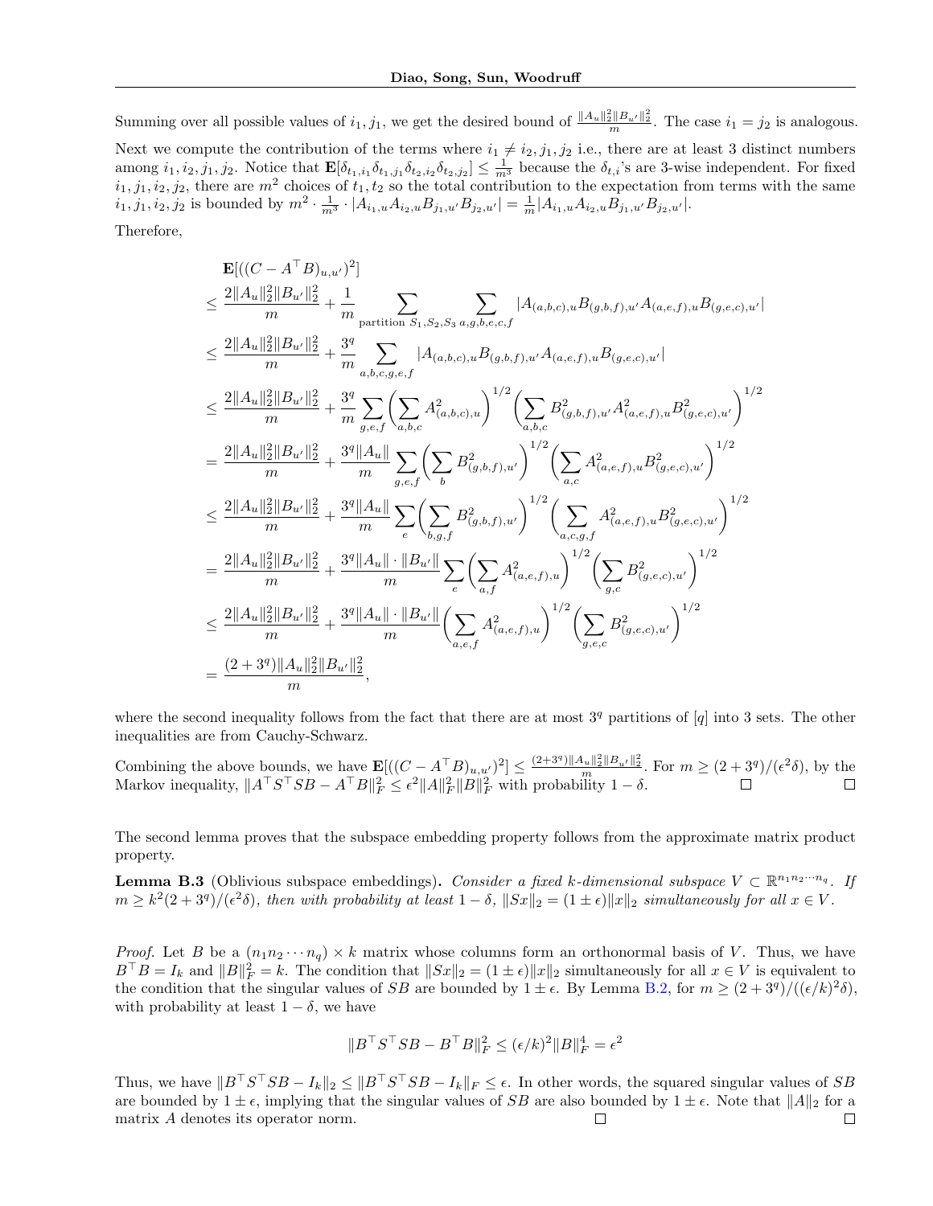Summing over all possible values of $i_1, j_1$, we get the desired bound of $\frac{\|A_u\|_2^2\|B_{u'}\|_2^2}{m}$. The case $i_1 = j_2$ is analogous.

Next we compute the contribution of the terms where $i_1 \neq i_2, j_1, j_2$ i.e., there are at least 3 distinct numbers among $i_1, i_2, j_1, j_2$. Notice that $\mathbf{E}[\delta_{t_1,i_1}\delta_{t_1,j_1}\delta_{t_2,i_2}\delta_{t_2,j_2}] \leq \frac{1}{m^3}$ because the $\delta_{t,i}$'s are 3-wise independent. For fixed $i_1, j_1, i_2, j_2$, there are $m^2$ choices of $t_1, t_2$ so the total contribution to the expectation from terms with the same $i_1, j_1, i_2, j_2$ is bounded by $m^2 \cdot \frac{1}{m^3} \cdot |A_{i_1,u}A_{i_2,u}B_{j_1,u'}B_{j_2,u'}| = \frac{1}{m}|A_{i_1,u}A_{i_2,u}B_{j_1,u'}B_{j_2,u'}|$.

Therefore,

$$
\begin{aligned}
&\mathbf{E}[((C - A^\top B)_{u,u'})^2] \\
\leq\ & \frac{2\|A_u\|_2^2\|B_{u'}\|_2^2}{m} + \frac{1}{m}\sum_{\text{partition } S_1,S_2,S_3}\sum_{a,g,b,e,c,f}|A_{(a,b,c),u}B_{(g,b,f),u'}A_{(a,e,f),u}B_{(g,e,c),u'}| \\
\leq\ & \frac{2\|A_u\|_2^2\|B_{u'}\|_2^2}{m} + \frac{3^q}{m}\sum_{a,b,c,g,e,f}|A_{(a,b,c),u}B_{(g,b,f),u'}A_{(a,e,f),u}B_{(g,e,c),u'}| \\
\leq\ & \frac{2\|A_u\|_2^2\|B_{u'}\|_2^2}{m} + \frac{3^q}{m}\sum_{g,e,f}\left(\sum_{a,b,c}A^2_{(a,b,c),u}\right)^{1/2}\left(\sum_{a,b,c}B^2_{(g,b,f),u'}A^2_{(a,e,f),u}B^2_{(g,e,c),u'}\right)^{1/2} \\
=\ & \frac{2\|A_u\|_2^2\|B_{u'}\|_2^2}{m} + \frac{3^q\|A_u\|}{m}\sum_{g,e,f}\left(\sum_{b}B^2_{(g,b,f),u'}\right)^{1/2}\left(\sum_{a,c}A^2_{(a,e,f),u}B^2_{(g,e,c),u'}\right)^{1/2} \\
\leq\ & \frac{2\|A_u\|_2^2\|B_{u'}\|_2^2}{m} + \frac{3^q\|A_u\|}{m}\sum_{e}\left(\sum_{b,g,f}B^2_{(g,b,f),u'}\right)^{1/2}\left(\sum_{a,c,g,f}A^2_{(a,e,f),u}B^2_{(g,e,c),u'}\right)^{1/2} \\
=\ & \frac{2\|A_u\|_2^2\|B_{u'}\|_2^2}{m} + \frac{3^q\|A_u\|\cdot\|B_{u'}\|}{m}\sum_{e}\left(\sum_{a,f}A^2_{(a,e,f),u}\right)^{1/2}\left(\sum_{g,c}B^2_{(g,e,c),u'}\right)^{1/2} \\
\leq\ & \frac{2\|A_u\|_2^2\|B_{u'}\|_2^2}{m} + \frac{3^q\|A_u\|\cdot\|B_{u'}\|}{m}\left(\sum_{a,e,f}A^2_{(a,e,f),u}\right)^{1/2}\left(\sum_{g,e,c}B^2_{(g,e,c),u'}\right)^{1/2} \\
=\ & \frac{(2+3^q)\|A_u\|_2^2\|B_{u'}\|_2^2}{m},
\end{aligned}
$$

where the second inequality follows from the fact that there are at most $3^q$ partitions of $[q]$ into 3 sets. The other inequalities are from Cauchy-Schwarz.

Combining the above bounds, we have $\mathbf{E}[((C - A^\top B)_{u,u'})^2] \leq \frac{(2+3^q)\|A_u\|_2^2\|B_{u'}\|_2^2}{m}$. For $m \geq (2+3^q)/(\epsilon^2\delta)$, by the Markov inequality, $\|A^\top S^\top SB - A^\top B\|_F^2 \leq \epsilon^2\|A\|_F^2\|B\|_F^2$ with probability $1-\delta$. ☐ ☐

The second lemma proves that the subspace embedding property follows from the approximate matrix product property.

**Lemma B.3** (Oblivious subspace embeddings). *Consider a fixed $k$-dimensional subspace $V \subset \mathbb{R}^{n_1 n_2 \cdots n_q}$. If $m \geq k^2(2+3^q)/(\epsilon^2\delta)$, then with probability at least $1-\delta$, $\|Sx\|_2 = (1\pm\epsilon)\|x\|_2$ simultaneously for all $x \in V$.*

*Proof.* Let $B$ be a $(n_1 n_2 \cdots n_q) \times k$ matrix whose columns form an orthonormal basis of $V$. Thus, we have $B^\top B = I_k$ and $\|B\|_F^2 = k$. The condition that $\|Sx\|_2 = (1\pm\epsilon)\|x\|_2$ simultaneously for all $x \in V$ is equivalent to the condition that the singular values of $SB$ are bounded by $1\pm\epsilon$. By Lemma B.2, for $m \geq (2+3^q)/((\epsilon/k)^2\delta)$, with probability at least $1-\delta$, we have

$$\|B^\top S^\top SB - B^\top B\|_F^2 \leq (\epsilon/k)^2\|B\|_F^4 = \epsilon^2$$

Thus, we have $\|B^\top S^\top SB - I_k\|_2 \leq \|B^\top S^\top SB - I_k\|_F \leq \epsilon$. In other words, the squared singular values of $SB$ are bounded by $1\pm\epsilon$, implying that the singular values of $SB$ are also bounded by $1\pm\epsilon$. Note that $\|A\|_2$ for a matrix $A$ denotes its operator norm. ☐ ☐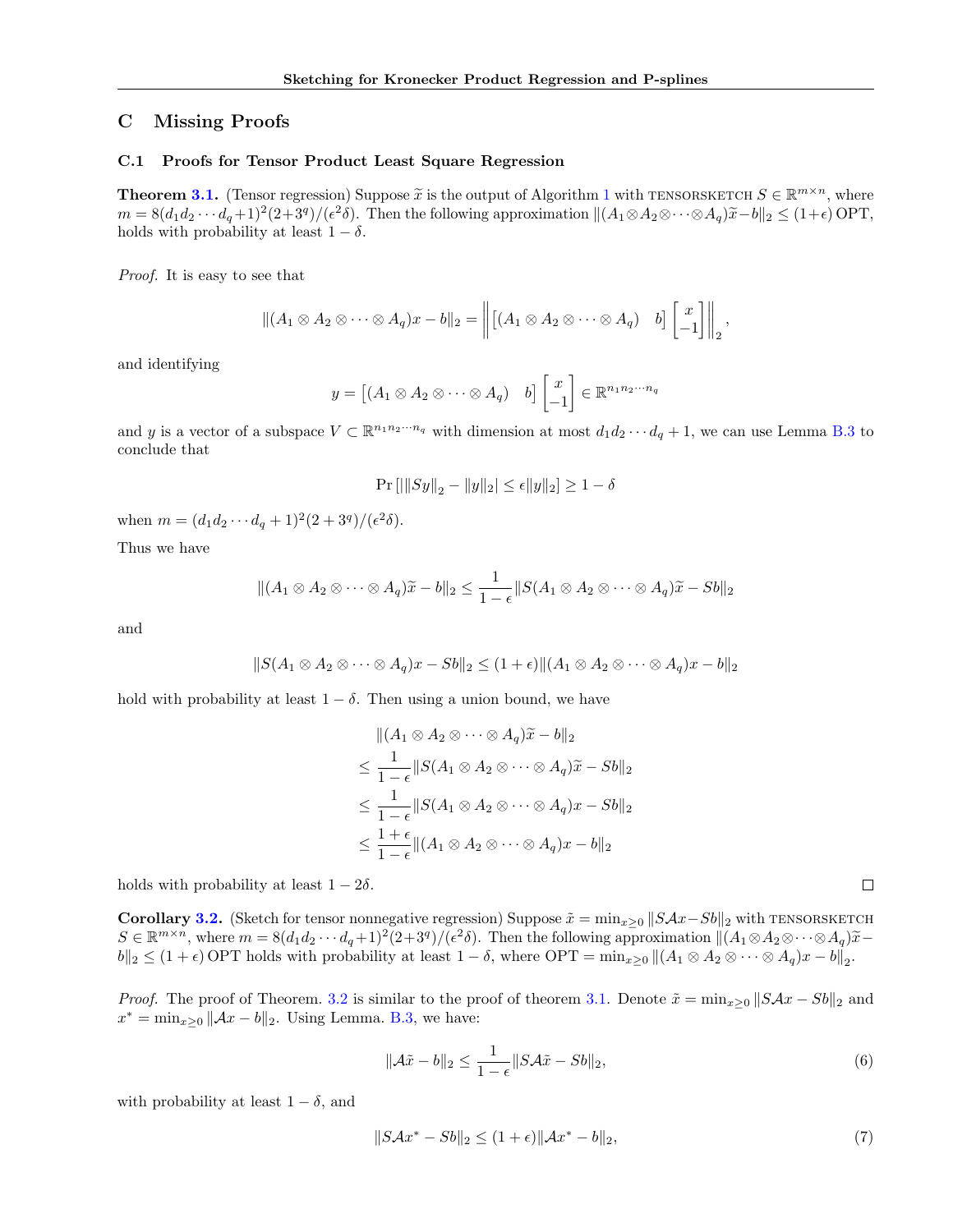## C Missing Proofs

### C.1 Proofs for Tensor Product Least Square Regression

**Theorem 3.1.** (Tensor regression) Suppose $\widetilde{x}$ is the output of Algorithm 1 with TENSORSKETCH $S \in \mathbb{R}^{m \times n}$, where $m = 8(d_1 d_2 \cdots d_q + 1)^2(2+3^q)/(\epsilon^2 \delta)$. Then the following approximation $\|(A_1 \otimes A_2 \otimes \cdots \otimes A_q)\widetilde{x} - b\|_2 \leq (1+\epsilon)\,\mathrm{OPT}$, holds with probability at least $1-\delta$.

*Proof.* It is easy to see that

$$\|(A_1 \otimes A_2 \otimes \cdots \otimes A_q)x - b\|_2 = \left\| \begin{bmatrix} (A_1 \otimes A_2 \otimes \cdots \otimes A_q) & b \end{bmatrix} \begin{bmatrix} x \\ -1 \end{bmatrix} \right\|_2,$$

and identifying

$$y = \begin{bmatrix} (A_1 \otimes A_2 \otimes \cdots \otimes A_q) & b \end{bmatrix} \begin{bmatrix} x \\ -1 \end{bmatrix} \in \mathbb{R}^{n_1 n_2 \cdots n_q}$$

and $y$ is a vector of a subspace $V \subset \mathbb{R}^{n_1 n_2 \cdots n_q}$ with dimension at most $d_1 d_2 \cdots d_q + 1$, we can use Lemma B.3 to conclude that

$$\Pr\left[\left|\|Sy\|_2 - \|y\|_2\right| \leq \epsilon \|y\|_2\right] \geq 1 - \delta$$

when $m = (d_1 d_2 \cdots d_q + 1)^2(2+3^q)/(\epsilon^2 \delta)$.

Thus we have

$$\|(A_1 \otimes A_2 \otimes \cdots \otimes A_q)\widetilde{x} - b\|_2 \leq \frac{1}{1-\epsilon}\|S(A_1 \otimes A_2 \otimes \cdots \otimes A_q)\widetilde{x} - Sb\|_2$$

and

$$\|S(A_1 \otimes A_2 \otimes \cdots \otimes A_q)x - Sb\|_2 \leq (1+\epsilon)\|(A_1 \otimes A_2 \otimes \cdots \otimes A_q)x - b\|_2$$

hold with probability at least $1-\delta$. Then using a union bound, we have

$$\begin{aligned}
&\|(A_1 \otimes A_2 \otimes \cdots \otimes A_q)\widetilde{x} - b\|_2 \\
\leq\ & \frac{1}{1-\epsilon}\|S(A_1 \otimes A_2 \otimes \cdots \otimes A_q)\widetilde{x} - Sb\|_2 \\
\leq\ & \frac{1}{1-\epsilon}\|S(A_1 \otimes A_2 \otimes \cdots \otimes A_q)x - Sb\|_2 \\
\leq\ & \frac{1+\epsilon}{1-\epsilon}\|(A_1 \otimes A_2 \otimes \cdots \otimes A_q)x - b\|_2
\end{aligned}$$

holds with probability at least $1-2\delta$. $\square$

**Corollary 3.2.** (Sketch for tensor nonnegative regression) Suppose $\tilde{x} = \min_{x \geq 0} \|S\mathcal{A}x - Sb\|_2$ with TENSORSKETCH $S \in \mathbb{R}^{m \times n}$, where $m = 8(d_1 d_2 \cdots d_q + 1)^2(2+3^q)/(\epsilon^2 \delta)$. Then the following approximation $\|(A_1 \otimes A_2 \otimes \cdots \otimes A_q)\tilde{x} - b\|_2 \leq (1+\epsilon)\,\mathrm{OPT}$ holds with probability at least $1-\delta$, where $\mathrm{OPT} = \min_{x \geq 0} \|(A_1 \otimes A_2 \otimes \cdots \otimes A_q)x - b\|_2$.

*Proof.* The proof of Theorem. 3.2 is similar to the proof of theorem 3.1. Denote $\tilde{x} = \min_{x \geq 0} \|S\mathcal{A}x - Sb\|_2$ and $x^* = \min_{x \geq 0} \|\mathcal{A}x - b\|_2$. Using Lemma. B.3, we have:

$$\|\mathcal{A}\tilde{x} - b\|_2 \leq \frac{1}{1-\epsilon}\|S\mathcal{A}\tilde{x} - Sb\|_2, \tag{6}$$

with probability at least $1-\delta$, and

$$\|S\mathcal{A}x^* - Sb\|_2 \leq (1+\epsilon)\|\mathcal{A}x^* - b\|_2, \tag{7}$$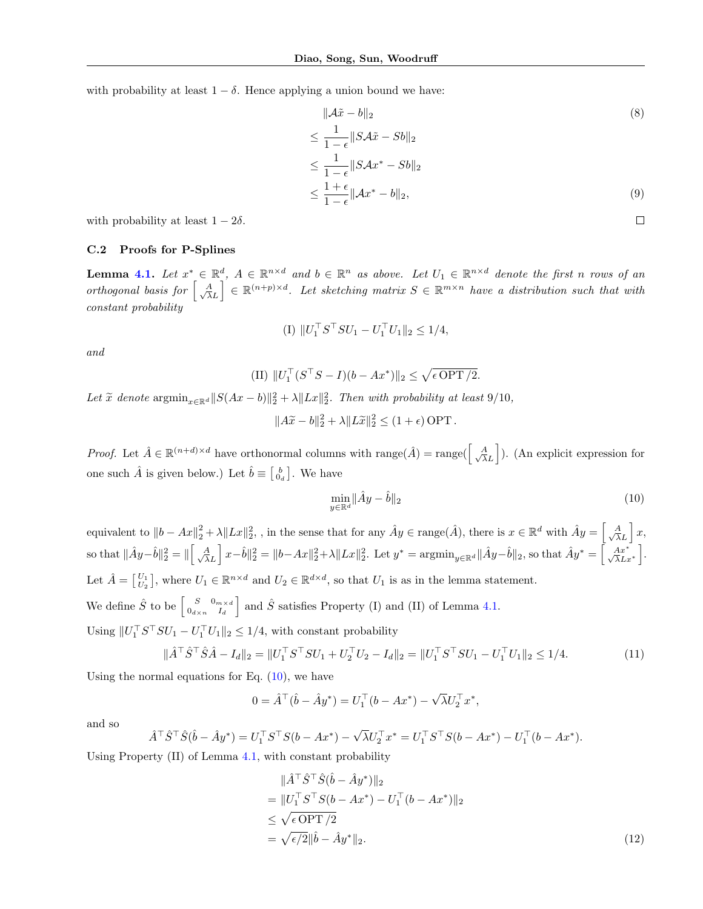with probability at least $1 - \delta$. Hence applying a union bound we have:

$$
\begin{aligned}
& \|\mathcal{A}\tilde{x} - b\|_2 \quad (8) \\
\leq & \frac{1}{1-\epsilon}\|S\mathcal{A}\tilde{x} - Sb\|_2 \\
\leq & \frac{1}{1-\epsilon}\|S\mathcal{A}x^* - Sb\|_2 \\
\leq & \frac{1+\epsilon}{1-\epsilon}\|\mathcal{A}x^* - b\|_2, \quad (9)
\end{aligned}
$$

with probability at least $1 - 2\delta$. ◻

### C.2 Proofs for P-Splines

**Lemma 4.1.** *Let $x^* \in \mathbb{R}^d$, $A \in \mathbb{R}^{n\times d}$ and $b \in \mathbb{R}^n$ as above. Let $U_1 \in \mathbb{R}^{n\times d}$ denote the first $n$ rows of an orthogonal basis for $\left[\begin{smallmatrix} A \\ \sqrt{\lambda}L \end{smallmatrix}\right] \in \mathbb{R}^{(n+p)\times d}$. Let sketching matrix $S \in \mathbb{R}^{m\times n}$ have a distribution such that with constant probability*

$$\text{(I) } \|U_1^\top S^\top S U_1 - U_1^\top U_1\|_2 \leq 1/4,$$

*and*

$$\text{(II) } \|U_1^\top (S^\top S - I)(b - Ax^*)\|_2 \leq \sqrt{\epsilon \operatorname{OPT}/2}.$$

*Let $\widetilde{x}$ denote $\operatorname{argmin}_{x\in\mathbb{R}^d}\|S(Ax-b)\|_2^2 + \lambda\|Lx\|_2^2$. Then with probability at least $9/10$,*

$$\|A\widetilde{x} - b\|_2^2 + \lambda\|L\widetilde{x}\|_2^2 \leq (1+\epsilon)\operatorname{OPT}.$$

*Proof.* Let $\hat{A} \in \mathbb{R}^{(n+d)\times d}$ have orthonormal columns with $\operatorname{range}(\hat{A}) = \operatorname{range}(\left[\begin{smallmatrix} A \\ \sqrt{\lambda}L \end{smallmatrix}\right])$. (An explicit expression for one such $\hat{A}$ is given below.) Let $\hat{b} \equiv \left[\begin{smallmatrix} b \\ 0_d \end{smallmatrix}\right]$. We have

$$\min_{y\in\mathbb{R}^d}\|\hat{A}y - \hat{b}\|_2 \quad (10)$$

equivalent to $\|b - Ax\|_2^2 + \lambda\|Lx\|_2^2$, , in the sense that for any $\hat{A}y \in \operatorname{range}(\hat{A})$, there is $x \in \mathbb{R}^d$ with $\hat{A}y = \left[\begin{smallmatrix} A \\ \sqrt{\lambda}L \end{smallmatrix}\right]x$, so that $\|\hat{A}y - \hat{b}\|_2^2 = \|\left[\begin{smallmatrix} A \\ \sqrt{\lambda}L \end{smallmatrix}\right]x - \hat{b}\|_2^2 = \|b - Ax\|_2^2 + \lambda\|Lx\|_2^2$. Let $y^* = \operatorname{argmin}_{y\in\mathbb{R}^d}\|\hat{A}y - \hat{b}\|_2$, so that $\hat{A}y^* = \left[\begin{smallmatrix} Ax^* \\ \sqrt{\lambda}Lx^* \end{smallmatrix}\right]$.

Let $\hat{A} = \left[\begin{smallmatrix} U_1 \\ U_2 \end{smallmatrix}\right]$, where $U_1 \in \mathbb{R}^{n\times d}$ and $U_2 \in \mathbb{R}^{d\times d}$, so that $U_1$ is as in the lemma statement.

We define $\hat{S}$ to be $\left[\begin{smallmatrix} S & 0_{m\times d} \\ 0_{d\times n} & I_d \end{smallmatrix}\right]$ and $\hat{S}$ satisfies Property (I) and (II) of Lemma 4.1.

Using $\|U_1^\top S^\top S U_1 - U_1^\top U_1\|_2 \leq 1/4$, with constant probability

$$\|\hat{A}^\top \hat{S}^\top \hat{S}\hat{A} - I_d\|_2 = \|U_1^\top S^\top S U_1 + U_2^\top U_2 - I_d\|_2 = \|U_1^\top S^\top S U_1 - U_1^\top U_1\|_2 \leq 1/4. \quad (11)$$

Using the normal equations for Eq. (10), we have

$$0 = \hat{A}^\top(\hat{b} - \hat{A}y^*) = U_1^\top(b - Ax^*) - \sqrt{\lambda}U_2^\top x^*,$$

and so

$$\hat{A}^\top \hat{S}^\top \hat{S}(\hat{b} - \hat{A}y^*) = U_1^\top S^\top S(b - Ax^*) - \sqrt{\lambda}U_2^\top x^* = U_1^\top S^\top S(b - Ax^*) - U_1^\top(b - Ax^*).$$

Using Property (II) of Lemma 4.1, with constant probability

$$
\begin{aligned}
& \|\hat{A}^\top \hat{S}^\top \hat{S}(\hat{b} - \hat{A}y^*)\|_2 \\
= & \|U_1^\top S^\top S(b - Ax^*) - U_1^\top(b - Ax^*)\|_2 \\
\leq & \sqrt{\epsilon \operatorname{OPT}/2} \\
= & \sqrt{\epsilon/2}\|\hat{b} - \hat{A}y^*\|_2. \quad (12)
\end{aligned}
$$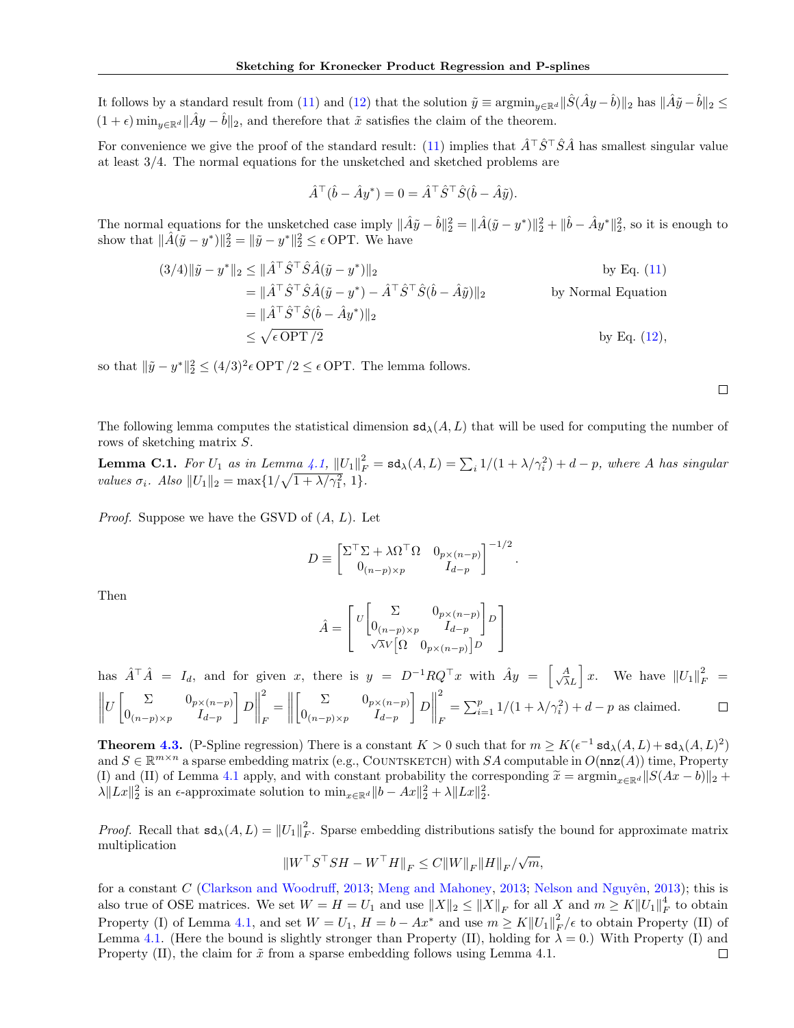It follows by a standard result from (11) and (12) that the solution $\tilde{y} \equiv \operatorname{argmin}_{y\in\mathbb{R}^d}\|\hat{S}(\hat{A}y - \hat{b})\|_2$ has $\|\hat{A}\tilde{y} - \hat{b}\|_2 \leq (1+\epsilon)\min_{y\in\mathbb{R}^d}\|\hat{A}y - \hat{b}\|_2$, and therefore that $\tilde{x}$ satisfies the claim of the theorem.

For convenience we give the proof of the standard result: (11) implies that $\hat{A}^\top\hat{S}^\top\hat{S}\hat{A}$ has smallest singular value at least 3/4. The normal equations for the unsketched and sketched problems are

$$\hat{A}^\top(\hat{b} - \hat{A}y^*) = 0 = \hat{A}^\top\hat{S}^\top\hat{S}(\hat{b} - \hat{A}\tilde{y}).$$

The normal equations for the unsketched case imply $\|\hat{A}\tilde{y} - \hat{b}\|_2^2 = \|\hat{A}(\tilde{y} - y^*)\|_2^2 + \|\hat{b} - \hat{A}y^*\|_2^2$, so it is enough to show that $\|\hat{A}(\tilde{y} - y^*)\|_2^2 = \|\tilde{y} - y^*\|_2^2 \leq \epsilon\,\mathrm{OPT}$. We have

$$\begin{aligned}
(3/4)\|\tilde{y} - y^*\|_2 &\leq \|\hat{A}^\top\hat{S}^\top\hat{S}\hat{A}(\tilde{y} - y^*)\|_2 && \text{by Eq. (11)}\\
&= \|\hat{A}^\top\hat{S}^\top\hat{S}\hat{A}(\tilde{y} - y^*) - \hat{A}^\top\hat{S}^\top\hat{S}(\hat{b} - \hat{A}\tilde{y})\|_2 && \text{by Normal Equation}\\
&= \|\hat{A}^\top\hat{S}^\top\hat{S}(\hat{b} - \hat{A}y^*)\|_2\\
&\leq \sqrt{\epsilon\,\mathrm{OPT}/2} && \text{by Eq. (12)},
\end{aligned}$$

so that $\|\tilde{y} - y^*\|_2^2 \leq (4/3)^2\epsilon\,\mathrm{OPT}/2 \leq \epsilon\,\mathrm{OPT}$. The lemma follows. □

The following lemma computes the statistical dimension $\mathtt{sd}_\lambda(A, L)$ that will be used for computing the number of rows of sketching matrix $S$.

**Lemma C.1.** *For $U_1$ as in Lemma 4.1, $\|U_1\|_F^2 = \mathtt{sd}_\lambda(A, L) = \sum_i 1/(1+\lambda/\gamma_i^2) + d - p$, where $A$ has singular values $\sigma_i$. Also $\|U_1\|_2 = \max\{1/\sqrt{1+\lambda/\gamma_1^2},\, 1\}$.*

*Proof.* Suppose we have the GSVD of $(A, L)$. Let

$$D \equiv \begin{bmatrix}\Sigma^\top\Sigma + \lambda\Omega^\top\Omega & 0_{p\times(n-p)}\\ 0_{(n-p)\times p} & I_{d-p}\end{bmatrix}^{-1/2}.$$

Then

$$\hat{A} = \begin{bmatrix} U\begin{bmatrix}\Sigma & 0_{p\times(n-p)}\\ 0_{(n-p)\times p} & I_{d-p}\end{bmatrix}D\\ \sqrt{\lambda}V\begin{bmatrix}\Omega & 0_{p\times(n-p)}\end{bmatrix}D\end{bmatrix}$$

has $\hat{A}^\top\hat{A} = I_d$, and for given $x$, there is $y = D^{-1}RQ^\top x$ with $\hat{A}y = \begin{bmatrix}A\\ \sqrt{\lambda}L\end{bmatrix}x$. We have $\|U_1\|_F^2 = \left\|U\begin{bmatrix}\Sigma & 0_{p\times(n-p)}\\ 0_{(n-p)\times p} & I_{d-p}\end{bmatrix}D\right\|_F^2 = \left\|\begin{bmatrix}\Sigma & 0_{p\times(n-p)}\\ 0_{(n-p)\times p} & I_{d-p}\end{bmatrix}D\right\|_F^2 = \sum_{i=1}^p 1/(1+\lambda/\gamma_i^2) + d - p$ as claimed. □

**Theorem 4.3.** (P-Spline regression) There is a constant $K > 0$ such that for $m \geq K(\epsilon^{-1}\,\mathtt{sd}_\lambda(A, L) + \mathtt{sd}_\lambda(A, L)^2)$ and $S \in \mathbb{R}^{m\times n}$ a sparse embedding matrix (e.g., CountSketch) with $SA$ computable in $O(\mathtt{nnz}(A))$ time, Property (I) and (II) of Lemma 4.1 apply, and with constant probability the corresponding $\widetilde{x} = \operatorname{argmin}_{x\in\mathbb{R}^d}\|S(Ax - b)\|_2 + \lambda\|Lx\|_2^2$ is an $\epsilon$-approximate solution to $\min_{x\in\mathbb{R}^d}\|b - Ax\|_2^2 + \lambda\|Lx\|_2^2$.

*Proof.* Recall that $\mathtt{sd}_\lambda(A, L) = \|U_1\|_F^2$. Sparse embedding distributions satisfy the bound for approximate matrix multiplication

$$\|W^\top S^\top SH - W^\top H\|_F \leq C\|W\|_F\|H\|_F/\sqrt{m},$$

for a constant $C$ (Clarkson and Woodruff, 2013; Meng and Mahoney, 2013; Nelson and Nguyên, 2013); this is also true of OSE matrices. We set $W = H = U_1$ and use $\|X\|_2 \leq \|X\|_F$ for all $X$ and $m \geq K\|U_1\|_F^4$ to obtain Property (I) of Lemma 4.1, and set $W = U_1$, $H = b - Ax^*$ and use $m \geq K\|U_1\|_F^2/\epsilon$ to obtain Property (II) of Lemma 4.1. (Here the bound is slightly stronger than Property (II), holding for $\lambda = 0$.) With Property (I) and Property (II), the claim for $\tilde{x}$ from a sparse embedding follows using Lemma 4.1. □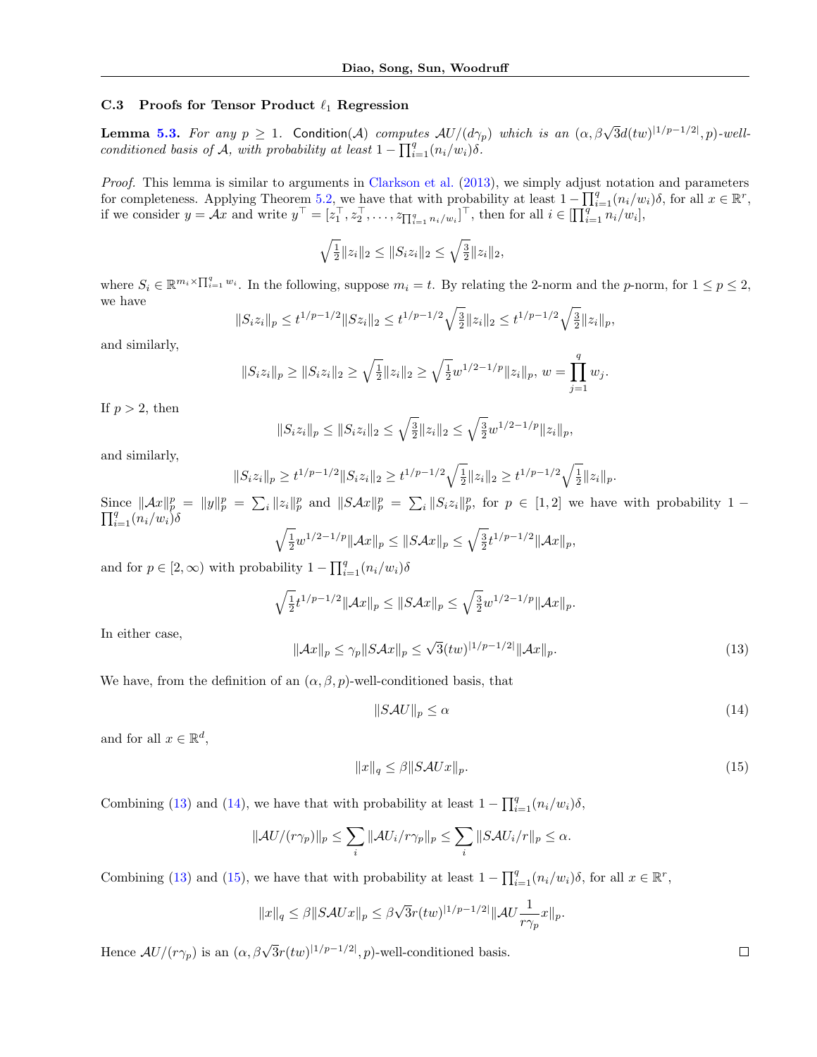### C.3 Proofs for Tensor Product $\ell_1$ Regression

**Lemma 5.3.** *For any $p \geq 1$.* Condition($\mathcal{A}$) *computes $\mathcal{A}U/(d\gamma_p)$ which is an $(\alpha, \beta\sqrt{3}d(tw)^{|1/p-1/2|}, p)$-well-conditioned basis of $\mathcal{A}$, with probability at least $1 - \prod_{i=1}^q (n_i/w_i)\delta$.*

*Proof.* This lemma is similar to arguments in Clarkson et al. (2013), we simply adjust notation and parameters for completeness. Applying Theorem 5.2, we have that with probability at least $1 - \prod_{i=1}^q (n_i/w_i)\delta$, for all $x \in \mathbb{R}^r$, if we consider $y = \mathcal{A}x$ and write $y^\top = [z_1^\top, z_2^\top, \ldots, z_{\prod_{i=1}^q n_i/w_i}]^\top$, then for all $i \in [\prod_{i=1}^q n_i/w_i]$,

$$\sqrt{\tfrac{1}{2}}\|z_i\|_2 \leq \|S_i z_i\|_2 \leq \sqrt{\tfrac{3}{2}}\|z_i\|_2,$$

where $S_i \in \mathbb{R}^{m_i \times \prod_{i=1}^q w_i}$. In the following, suppose $m_i = t$. By relating the 2-norm and the $p$-norm, for $1 \leq p \leq 2$, we have

$$\|S_i z_i\|_p \leq t^{1/p-1/2}\|S z_i\|_2 \leq t^{1/p-1/2}\sqrt{\tfrac{3}{2}}\|z_i\|_2 \leq t^{1/p-1/2}\sqrt{\tfrac{3}{2}}\|z_i\|_p,$$

and similarly,

$$\|S_i z_i\|_p \geq \|S_i z_i\|_2 \geq \sqrt{\tfrac{1}{2}}\|z_i\|_2 \geq \sqrt{\tfrac{1}{2}}w^{1/2-1/p}\|z_i\|_p, \; w = \prod_{j=1}^q w_j.$$

If $p > 2$, then

$$\|S_i z_i\|_p \leq \|S_i z_i\|_2 \leq \sqrt{\tfrac{3}{2}}\|z_i\|_2 \leq \sqrt{\tfrac{3}{2}}w^{1/2-1/p}\|z_i\|_p,$$

and similarly,

$$\|S_i z_i\|_p \geq t^{1/p-1/2}\|S_i z_i\|_2 \geq t^{1/p-1/2}\sqrt{\tfrac{1}{2}}\|z_i\|_2 \geq t^{1/p-1/2}\sqrt{\tfrac{1}{2}}\|z_i\|_p.$$

Since $\|\mathcal{A}x\|_p^p = \|y\|_p^p = \sum_i \|z_i\|_p^p$ and $\|S\mathcal{A}x\|_p^p = \sum_i \|S_i z_i\|_p^p$, for $p \in [1, 2]$ we have with probability $1 - \prod_{i=1}^q (n_i/w_i)\delta$

$$\sqrt{\tfrac{1}{2}}w^{1/2-1/p}\|\mathcal{A}x\|_p \leq \|S\mathcal{A}x\|_p \leq \sqrt{\tfrac{3}{2}}t^{1/p-1/2}\|\mathcal{A}x\|_p,$$

and for $p \in [2, \infty)$ with probability $1 - \prod_{i=1}^q (n_i/w_i)\delta$

$$\sqrt{\tfrac{1}{2}}t^{1/p-1/2}\|\mathcal{A}x\|_p \leq \|S\mathcal{A}x\|_p \leq \sqrt{\tfrac{3}{2}}w^{1/2-1/p}\|\mathcal{A}x\|_p.$$

In either case,

$$\|\mathcal{A}x\|_p \leq \gamma_p\|S\mathcal{A}x\|_p \leq \sqrt{3}(tw)^{|1/p-1/2|}\|\mathcal{A}x\|_p. \tag{13}$$

We have, from the definition of an $(\alpha, \beta, p)$-well-conditioned basis, that

$$\|S\mathcal{A}U\|_p \leq \alpha \tag{14}$$

and for all $x \in \mathbb{R}^d$,

$$\|x\|_q \leq \beta\|S\mathcal{A}Ux\|_p. \tag{15}$$

Combining (13) and (14), we have that with probability at least $1 - \prod_{i=1}^q (n_i/w_i)\delta$,

$$\|\mathcal{A}U/(r\gamma_p)\|_p \leq \sum_i \|\mathcal{A}U_i/r\gamma_p\|_p \leq \sum_i \|S\mathcal{A}U_i/r\|_p \leq \alpha.$$

Combining (13) and (15), we have that with probability at least $1 - \prod_{i=1}^q (n_i/w_i)\delta$, for all $x \in \mathbb{R}^r$,

$$\|x\|_q \leq \beta\|S\mathcal{A}Ux\|_p \leq \beta\sqrt{3}r(tw)^{|1/p-1/2|}\|\mathcal{A}U\frac{1}{r\gamma_p}x\|_p.$$

Hence $\mathcal{A}U/(r\gamma_p)$ is an $(\alpha, \beta\sqrt{3}r(tw)^{|1/p-1/2|}, p)$-well-conditioned basis. $\square$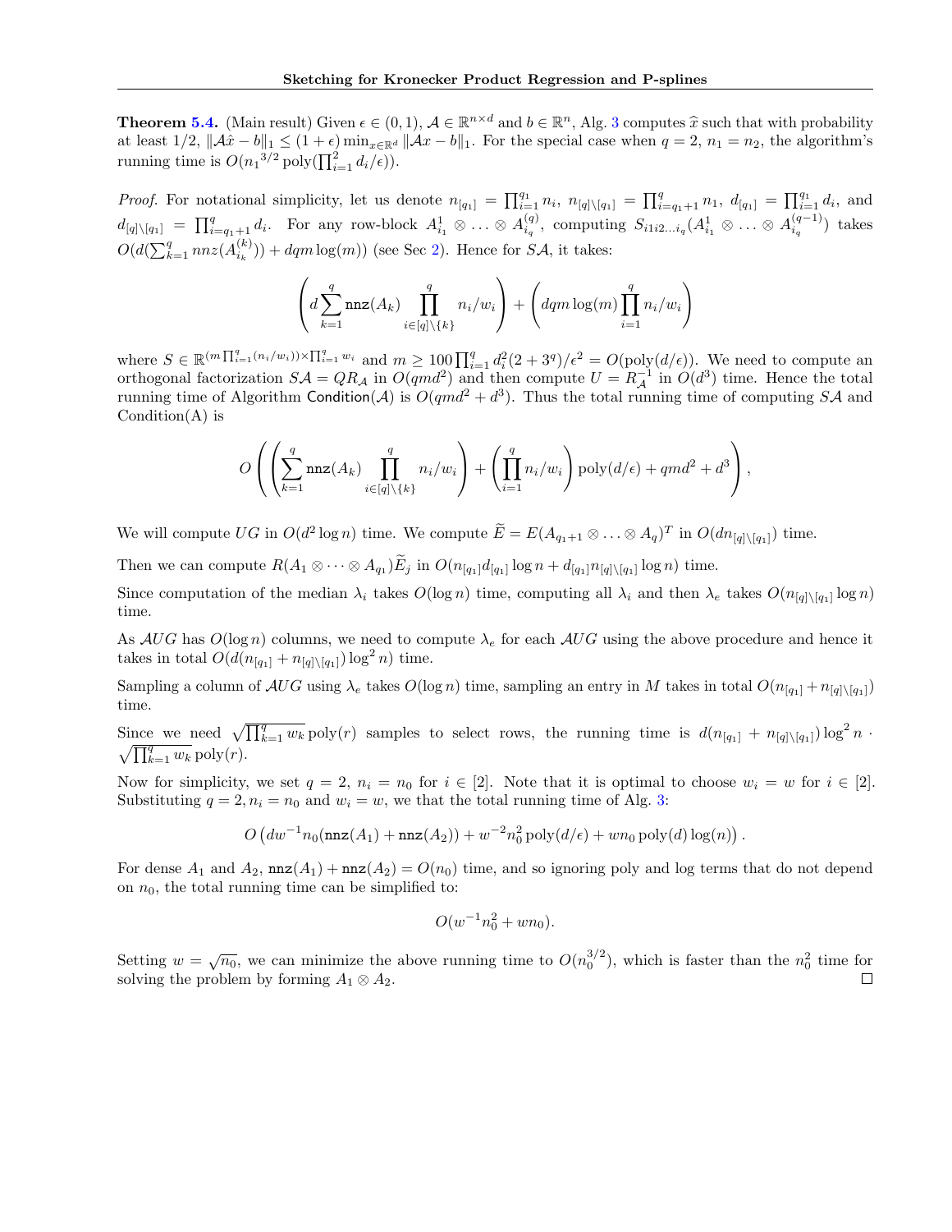**Theorem 5.4.** (Main result) Given $\epsilon \in (0,1)$, $\mathcal{A} \in \mathbb{R}^{n \times d}$ and $b \in \mathbb{R}^n$, Alg. 3 computes $\widehat{x}$ such that with probability at least 1/2, $\|\mathcal{A}\hat{x} - b\|_1 \le (1+\epsilon) \min_{x \in \mathbb{R}^d} \|\mathcal{A}x - b\|_1$. For the special case when $q = 2$, $n_1 = n_2$, the algorithm's running time is $O({n_1}^{3/2} \operatorname{poly}(\prod_{i=1}^{2} d_i/\epsilon))$.

*Proof.* For notational simplicity, let us denote $n_{[q_1]} = \prod_{i=1}^{q_1} n_i$, $n_{[q] \setminus [q_1]} = \prod_{i=q_1+1}^{q} n_1$, $d_{[q_1]} = \prod_{i=1}^{q_1} d_i$, and $d_{[q] \setminus [q_1]} = \prod_{i=q_1+1}^{q} d_i$. For any row-block $A^1_{i_1} \otimes \ldots \otimes A^{(q)}_{i_q}$, computing $S_{i1i2\ldots i_q}(A^1_{i_1} \otimes \ldots \otimes A^{(q-1)}_{i_q})$ takes $O(d(\sum_{k=1}^{q} nnz(A^{(k)}_{i_k})) + dqm\log(m))$ (see Sec 2). Hence for $S\mathcal{A}$, it takes:

$$\left( d \sum_{k=1}^{q} \mathtt{nnz}(A_k) \prod_{i \in [q] \setminus \{k\}}^{q} n_i/w_i \right) + \left( dqm\log(m) \prod_{i=1}^{q} n_i/w_i \right)$$

where $S \in \mathbb{R}^{(m \prod_{i=1}^{q}(n_i/w_i)) \times \prod_{i=1}^{q} w_i}$ and $m \ge 100 \prod_{i=1}^{q} d_i^2 (2+3^q)/\epsilon^2 = O(\operatorname{poly}(d/\epsilon))$. We need to compute an orthogonal factorization $S\mathcal{A} = QR_{\mathcal{A}}$ in $O(qmd^2)$ and then compute $U = R_{\mathcal{A}}^{-1}$ in $O(d^3)$ time. Hence the total running time of Algorithm Condition($\mathcal{A}$) is $O(qmd^2 + d^3)$. Thus the total running time of computing $S\mathcal{A}$ and Condition(A) is

$$O\left( \left( \sum_{k=1}^{q} \mathtt{nnz}(A_k) \prod_{i \in [q] \setminus \{k\}}^{q} n_i/w_i \right) + \left( \prod_{i=1}^{q} n_i/w_i \right) \operatorname{poly}(d/\epsilon) + qmd^2 + d^3 \right),$$

We will compute $UG$ in $O(d^2 \log n)$ time. We compute $\widetilde{E} = E(A_{q_1+1} \otimes \ldots \otimes A_q)^T$ in $O(dn_{[q] \setminus [q_1]})$ time.

Then we can compute $R(A_1 \otimes \cdots \otimes A_{q_1})\widetilde{E}_j$ in $O(n_{[q_1]} d_{[q_1]} \log n + d_{[q_1]} n_{[q] \setminus [q_1]} \log n)$ time.

Since computation of the median $\lambda_i$ takes $O(\log n)$ time, computing all $\lambda_i$ and then $\lambda_e$ takes $O(n_{[q] \setminus [q_1]} \log n)$ time.

As $\mathcal{A}UG$ has $O(\log n)$ columns, we need to compute $\lambda_e$ for each $\mathcal{A}UG$ using the above procedure and hence it takes in total $O(d(n_{[q_1]} + n_{[q] \setminus [q_1]}) \log^2 n)$ time.

Sampling a column of $\mathcal{A}UG$ using $\lambda_e$ takes $O(\log n)$ time, sampling an entry in $M$ takes in total $O(n_{[q_1]} + n_{[q] \setminus [q_1]})$ time.

Since we need $\sqrt{\prod_{k=1}^{q} w_k} \operatorname{poly}(r)$ samples to select rows, the running time is $d(n_{[q_1]} + n_{[q] \setminus [q_1]}) \log^2 n \cdot \sqrt{\prod_{k=1}^{q} w_k} \operatorname{poly}(r)$.

Now for simplicity, we set $q = 2$, $n_i = n_0$ for $i \in [2]$. Note that it is optimal to choose $w_i = w$ for $i \in [2]$. Substituting $q = 2, n_i = n_0$ and $w_i = w$, we that the total running time of Alg. 3:

$$O\left( dw^{-1} n_0 (\mathtt{nnz}(A_1) + \mathtt{nnz}(A_2)) + w^{-2} n_0^2 \operatorname{poly}(d/\epsilon) + wn_0 \operatorname{poly}(d) \log(n) \right).$$

For dense $A_1$ and $A_2$, $\mathtt{nnz}(A_1) + \mathtt{nnz}(A_2) = O(n_0)$ time, and so ignoring poly and log terms that do not depend on $n_0$, the total running time can be simplified to:

$$O(w^{-1} n_0^2 + wn_0).$$

Setting $w = \sqrt{n_0}$, we can minimize the above running time to $O(n_0^{3/2})$, which is faster than the $n_0^2$ time for solving the problem by forming $A_1 \otimes A_2$. $\square$